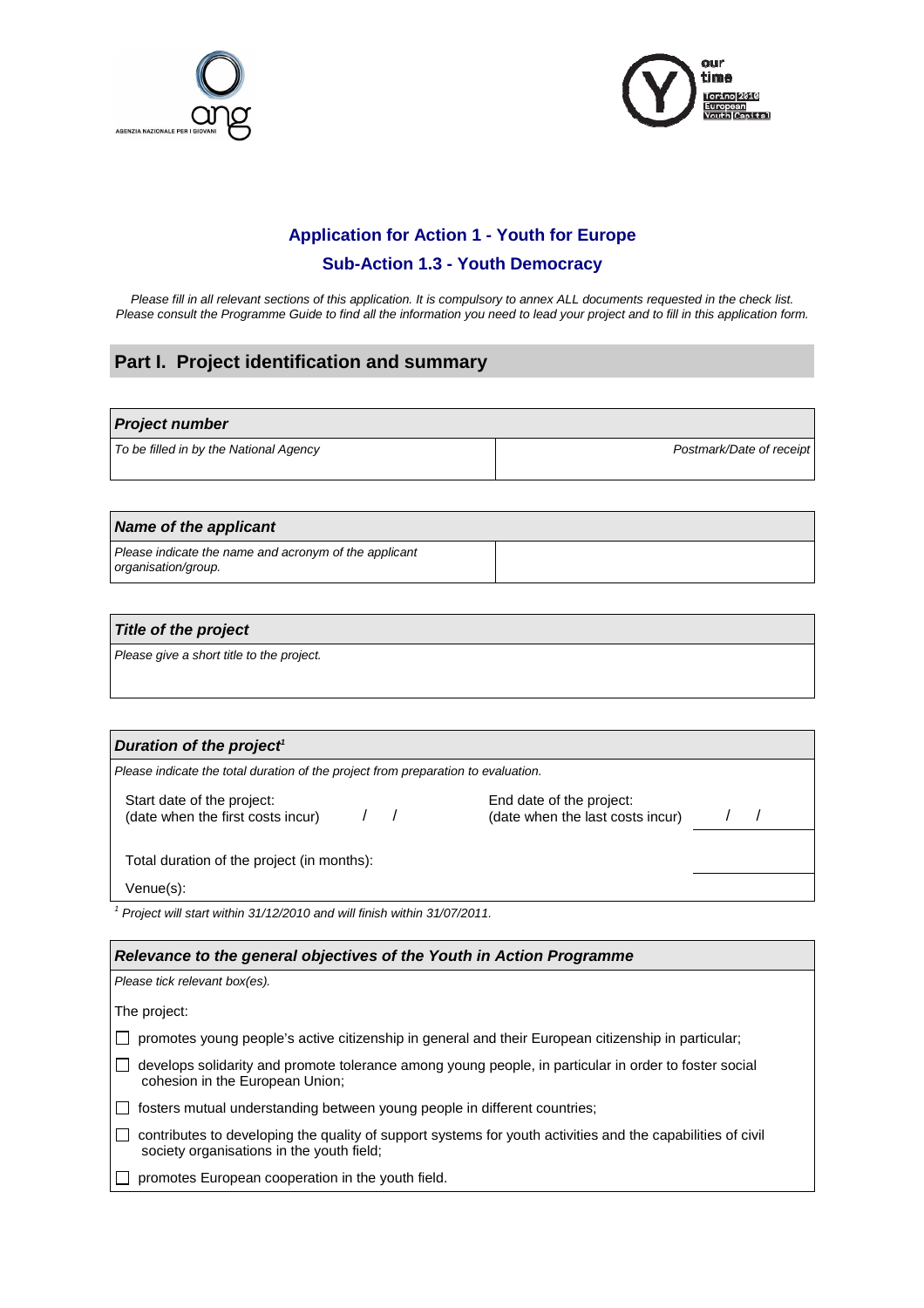AGENZIA NAZIONALE PER I GIOVANI

our time
Torino 2010
European
Youth Capital

## Application for Action 1 - Youth for Europe

### Sub-Action 1.3 - Youth Democracy

*Please fill in all relevant sections of this application. It is compulsory to annex ALL documents requested in the check list. Please consult the Programme Guide to find all the information you need to lead your project and to fill in this application form.*

# Part I. Project identification and summary

| ***Project number*** | |
|---|---|
| *To be filled in by the National Agency* | *Postmark/Date of receipt* |

| ***Name of the applicant*** | |
|---|---|
| *Please indicate the name and acronym of the applicant organisation/group.* | |

| ***Title of the project*** |
|---|
| *Please give a short title to the project.* |

| ***Duration of the project***[1] | | | |
|---|---|---|---|
| *Please indicate the total duration of the project from preparation to evaluation.* | | | |
| Start date of the project: (date when the first costs incur) | / / | End date of the project: (date when the last costs incur) | / / |
| Total duration of the project (in months): | | | |
| Venue(s): | | | |

[1] *Project will start within 31/12/2010 and will finish within 31/07/2011.*

| ***Relevance to the general objectives of the Youth in Action Programme*** |
|---|
| *Please tick relevant box(es).* |
| The project: |
| ☐ promotes young people's active citizenship in general and their European citizenship in particular; |
| ☐ develops solidarity and promote tolerance among young people, in particular in order to foster social cohesion in the European Union; |
| ☐ fosters mutual understanding between young people in different countries; |
| ☐ contributes to developing the quality of support systems for youth activities and the capabilities of civil society organisations in the youth field; |
| ☐ promotes European cooperation in the youth field. |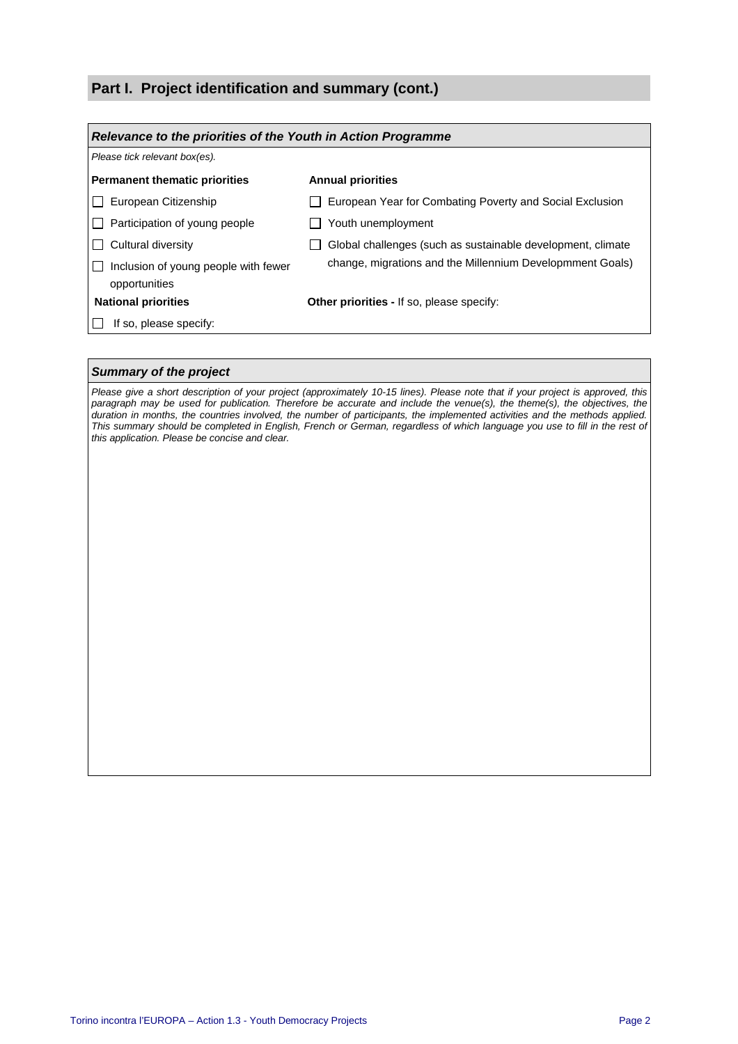## Part I. Project identification and summary (cont.)

### *Relevance to the priorities of the Youth in Action Programme*

*Please tick relevant box(es).*

**Permanent thematic priorities**

- ☐ European Citizenship
- ☐ Participation of young people
- ☐ Cultural diversity
- ☐ Inclusion of young people with fewer opportunities

**Annual priorities**

- ☐ European Year for Combating Poverty and Social Exclusion
- ☐ Youth unemployment
- ☐ Global challenges (such as sustainable development, climate change, migrations and the Millennium Developmment Goals)

**National priorities**

- ☐ If so, please specify:

**Other priorities -** If so, please specify:

### *Summary of the project*

*Please give a short description of your project (approximately 10-15 lines). Please note that if your project is approved, this paragraph may be used for publication. Therefore be accurate and include the venue(s), the theme(s), the objectives, the duration in months, the countries involved, the number of participants, the implemented activities and the methods applied. This summary should be completed in English, French or German, regardless of which language you use to fill in the rest of this application. Please be concise and clear.*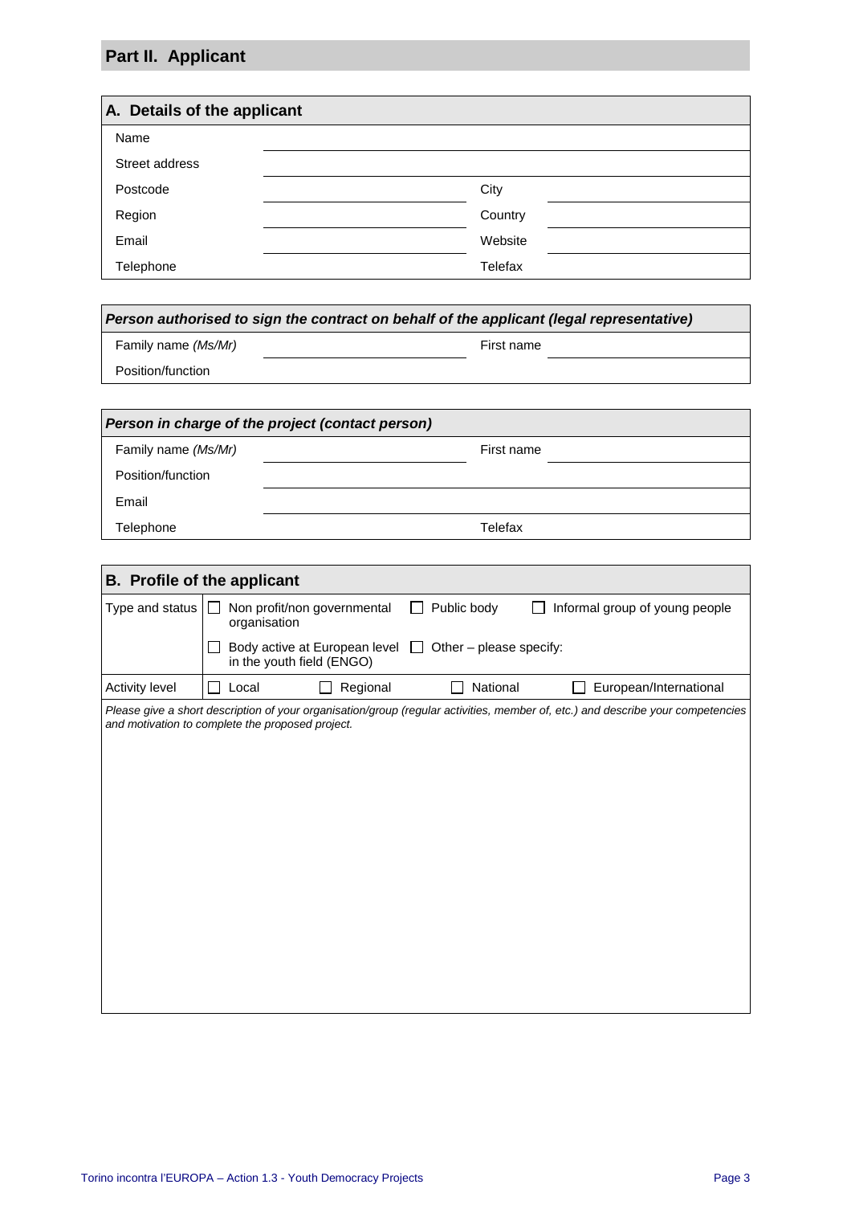## Part II. Applicant

### A. Details of the applicant

| | | | |
|---|---|---|---|
| Name | | | |
| Street address | | | |
| Postcode | | City | |
| Region | | Country | |
| Email | | Website | |
| Telephone | | Telefax | |

***Person authorised to sign the contract on behalf of the applicant (legal representative)***

| | | | |
|---|---|---|---|
| Family name *(Ms/Mr)* | | First name | |
| Position/function | | | |

***Person in charge of the project (contact person)***

| | | | |
|---|---|---|---|
| Family name *(Ms/Mr)* | | First name | |
| Position/function | | | |
| Email | | | |
| Telephone | | Telefax | |

### B. Profile of the applicant

| | | | | |
|---|---|---|---|---|
| Type and status | ☐ Non profit/non governmental organisation | ☐ Public body | ☐ Informal group of young people | |
| | ☐ Body active at European level in the youth field (ENGO) | ☐ Other – please specify: | | |
| Activity level | ☐ Local | ☐ Regional | ☐ National | ☐ European/International |

*Please give a short description of your organisation/group (regular activities, member of, etc.) and describe your competencies and motivation to complete the proposed project.*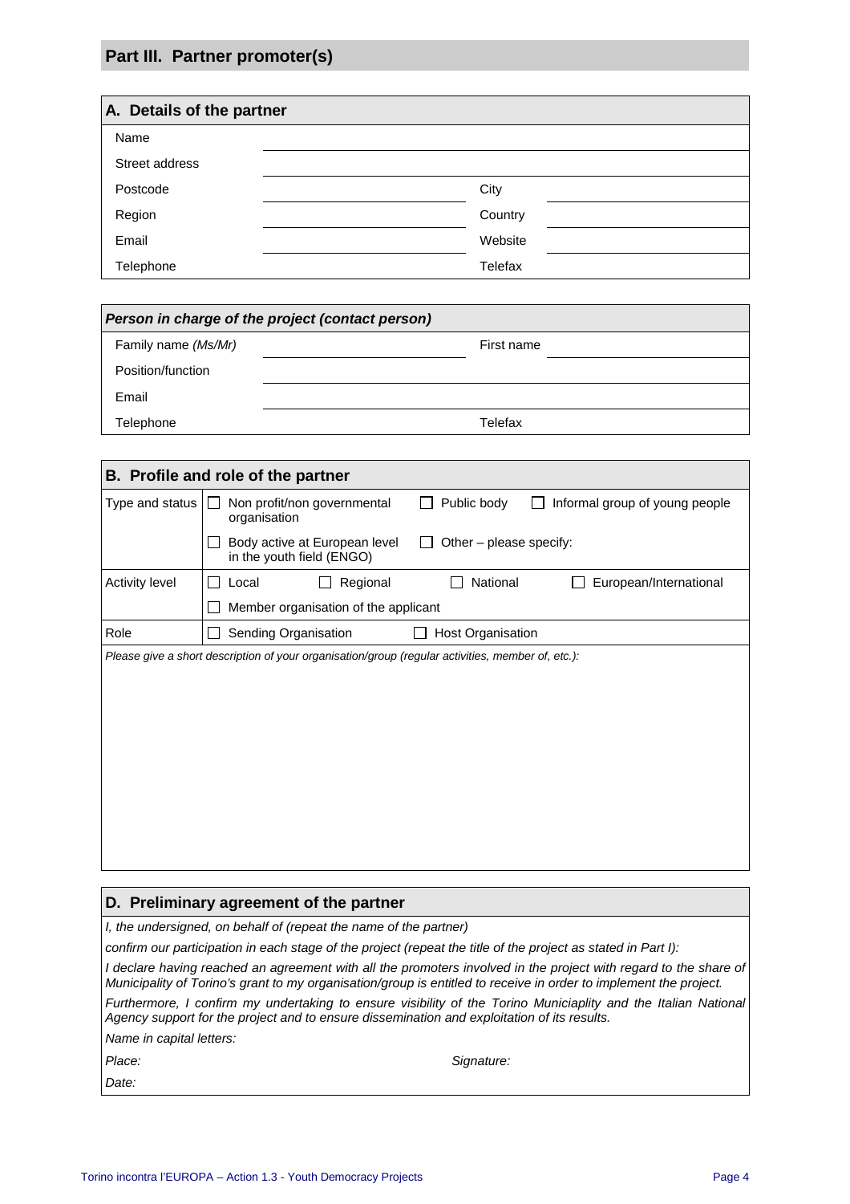## Part III. Partner promoter(s)

### A. Details of the partner

| | | | |
|---|---|---|---|
| Name | | | |
| Street address | | | |
| Postcode | | City | |
| Region | | Country | |
| Email | | Website | |
| Telephone | | Telefax | |

### *Person in charge of the project (contact person)*

| | | | |
|---|---|---|---|
| Family name *(Ms/Mr)* | | First name | |
| Position/function | | | |
| Email | | | |
| Telephone | | Telefax | |

### B. Profile and role of the partner

| | | | |
|---|---|---|---|
| Type and status | ☐ Non profit/non governmental organisation | ☐ Public body | ☐ Informal group of young people |
| | ☐ Body active at European level in the youth field (ENGO) | ☐ Other – please specify: | |
| Activity level | ☐ Local ☐ Regional | ☐ National | ☐ European/International |
| | ☐ Member organisation of the applicant | | |
| Role | ☐ Sending Organisation | ☐ Host Organisation | |

*Please give a short description of your organisation/group (regular activities, member of, etc.):*

### D. Preliminary agreement of the partner

*I, the undersigned, on behalf of (repeat the name of the partner)*

*confirm our participation in each stage of the project (repeat the title of the project as stated in Part I):*

*I declare having reached an agreement with all the promoters involved in the project with regard to the share of Municipality of Torino's grant to my organisation/group is entitled to receive in order to implement the project.*

*Furthermore, I confirm my undertaking to ensure visibility of the Torino Municiaplity and the Italian National Agency support for the project and to ensure dissemination and exploitation of its results.*

*Name in capital letters:*

*Place:* *Signature:*

*Date:*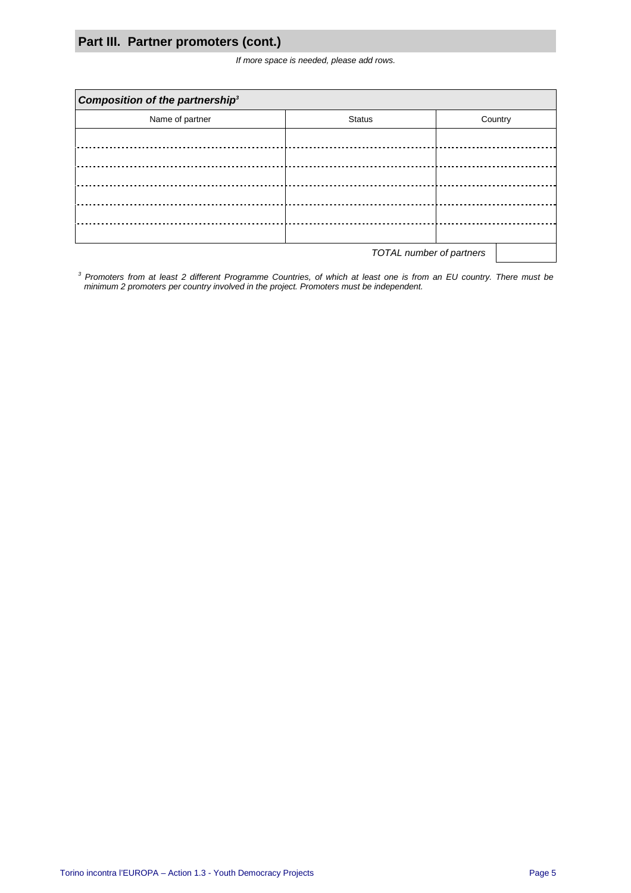## Part III. Partner promoters (cont.)

*If more space is needed, please add rows.*

| ***Composition of the partnership***[3] | | |
|---|---|---|
| Name of partner | Status | Country |
| | | |
| | | |
| | | |
| | | |
| | | |
| | | |
| | *TOTAL number of partners* | |

[3] *Promoters from at least 2 different Programme Countries, of which at least one is from an EU country. There must be minimum 2 promoters per country involved in the project. Promoters must be independent.*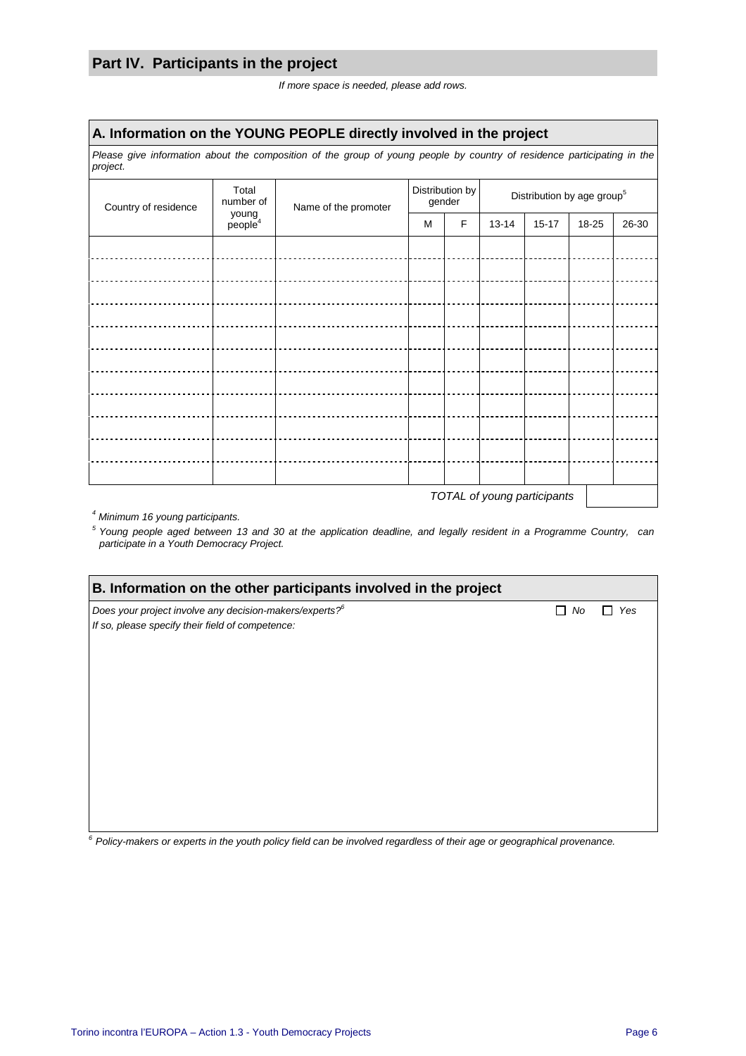## Part IV. Participants in the project

*If more space is needed, please add rows.*

### A. Information on the YOUNG PEOPLE directly involved in the project

*Please give information about the composition of the group of young people by country of residence participating in the project.*

| Country of residence | Total number of young people[4] | Name of the promoter | Distribution by gender | | Distribution by age group[5] | | | |
|---|---|---|---|---|---|---|---|---|
| | | | M | F | 13-14 | 15-17 | 18-25 | 26-30 |
| | | | | | | | | |
| | | | | | | | | |
| | | | | | | | | |
| | | | | | | | | |
| | | | | | | | | |
| | | | | | | | | |
| | | | | | | | | |
| | | | | | | | | |
| | | | | | | | | |
| | | | | | | | | |
| | | | | | | | | |
| | | | | | | | *TOTAL of young participants* | |

[4] *Minimum 16 young participants.*

[5] *Young people aged between 13 and 30 at the application deadline, and legally resident in a Programme Country, can participate in a Youth Democracy Project.*

### B. Information on the other participants involved in the project

*Does your project involve any decision-makers/experts?*[6] ☐ *No* ☐ *Yes*

*If so, please specify their field of competence:*

[6] *Policy-makers or experts in the youth policy field can be involved regardless of their age or geographical provenance.*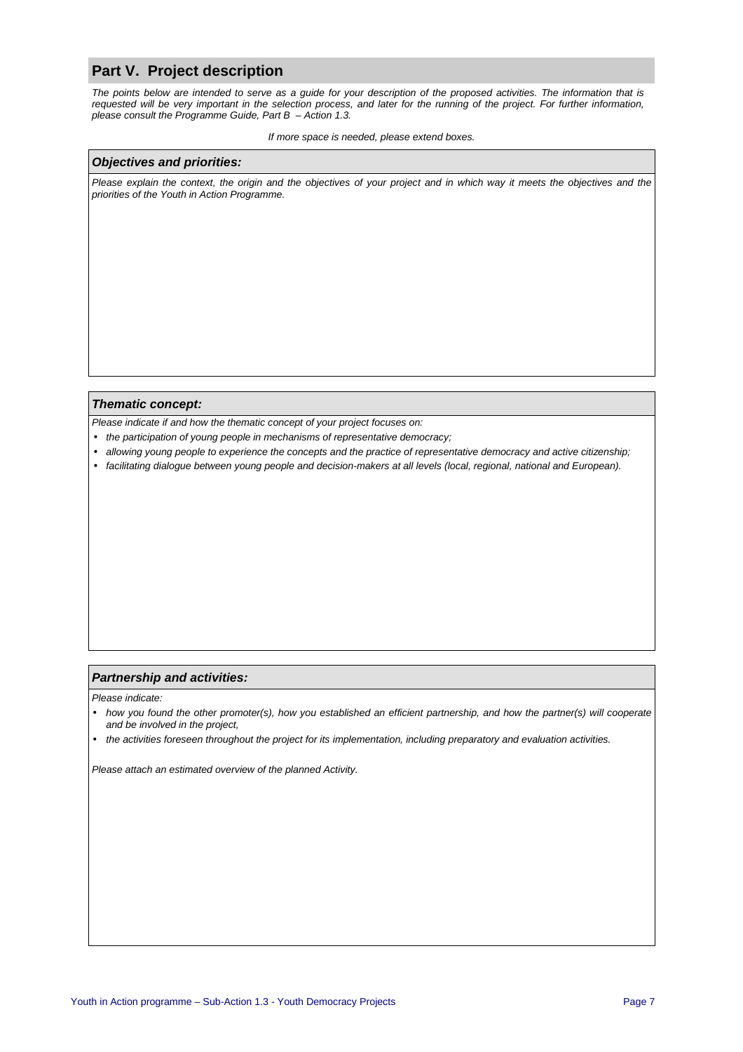## Part V. Project description

*The points below are intended to serve as a guide for your description of the proposed activities. The information that is requested will be very important in the selection process, and later for the running of the project. For further information, please consult the Programme Guide, Part B – Action 1.3.*

*If more space is needed, please extend boxes.*

### *Objectives and priorities:*

*Please explain the context, the origin and the objectives of your project and in which way it meets the objectives and the priorities of the Youth in Action Programme.*

### *Thematic concept:*

*Please indicate if and how the thematic concept of your project focuses on:*

- *the participation of young people in mechanisms of representative democracy;*
- *allowing young people to experience the concepts and the practice of representative democracy and active citizenship;*
- *facilitating dialogue between young people and decision-makers at all levels (local, regional, national and European).*

### *Partnership and activities:*

*Please indicate:*

- *how you found the other promoter(s), how you established an efficient partnership, and how the partner(s) will cooperate and be involved in the project,*
- *the activities foreseen throughout the project for its implementation, including preparatory and evaluation activities.*

*Please attach an estimated overview of the planned Activity.*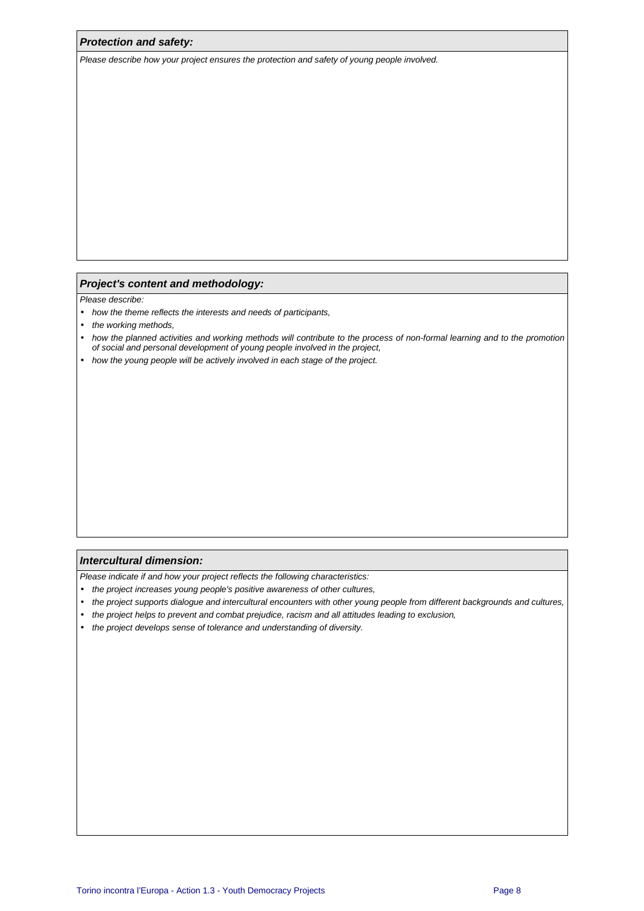### ***Protection and safety:***

*Please describe how your project ensures the protection and safety of young people involved.*

### ***Project's content and methodology:***

*Please describe:*

- *how the theme reflects the interests and needs of participants,*
- *the working methods,*
- *how the planned activities and working methods will contribute to the process of non-formal learning and to the promotion of social and personal development of young people involved in the project,*
- *how the young people will be actively involved in each stage of the project.*

### ***Intercultural dimension:***

*Please indicate if and how your project reflects the following characteristics:*

- *the project increases young people's positive awareness of other cultures,*
- *the project supports dialogue and intercultural encounters with other young people from different backgrounds and cultures,*
- *the project helps to prevent and combat prejudice, racism and all attitudes leading to exclusion,*
- *the project develops sense of tolerance and understanding of diversity.*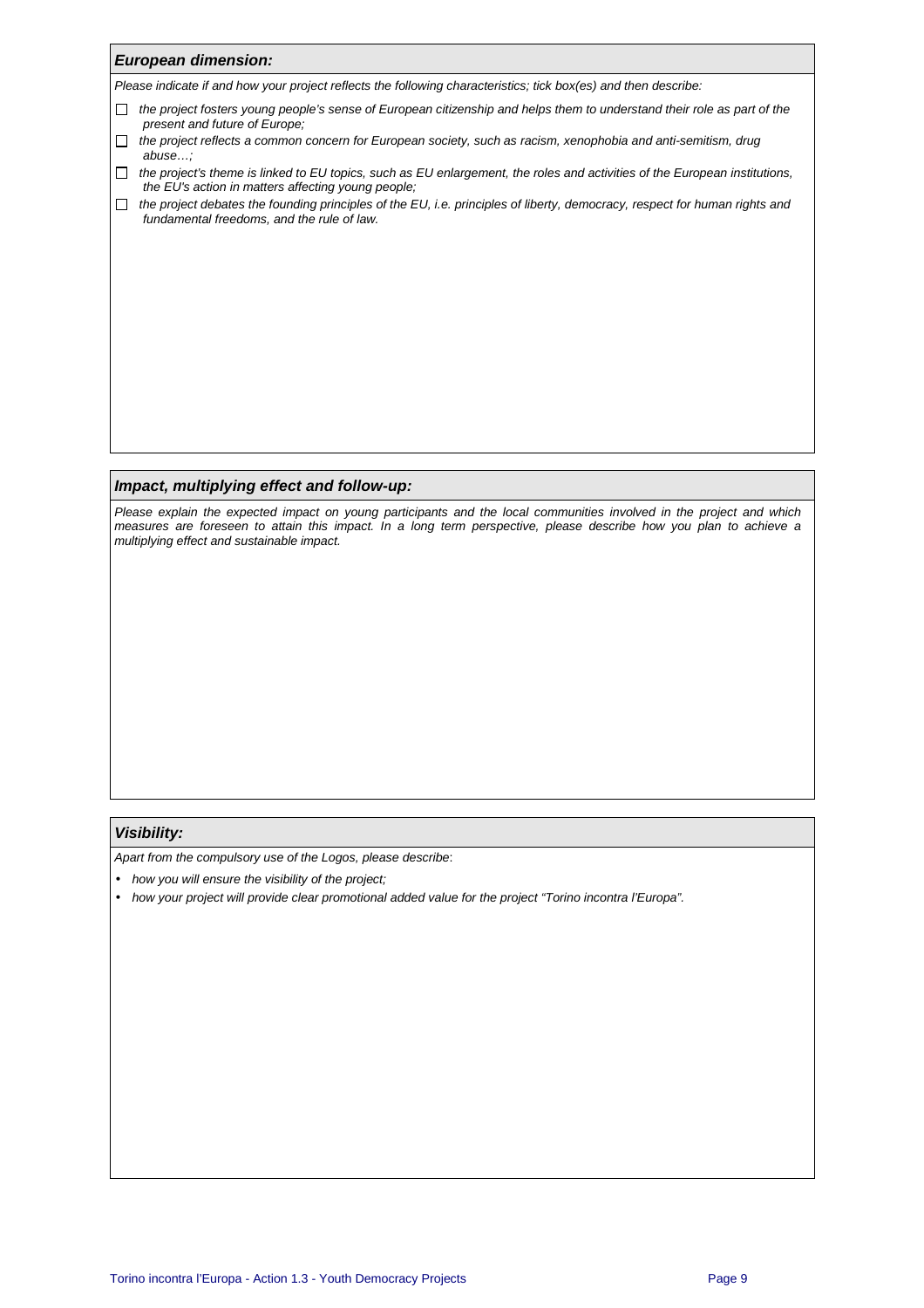### *European dimension:*

*Please indicate if and how your project reflects the following characteristics; tick box(es) and then describe:*

- ☐ *the project fosters young people's sense of European citizenship and helps them to understand their role as part of the present and future of Europe;*
- ☐ *the project reflects a common concern for European society, such as racism, xenophobia and anti-semitism, drug abuse…;*
- ☐ *the project's theme is linked to EU topics, such as EU enlargement, the roles and activities of the European institutions, the EU's action in matters affecting young people;*
- ☐ *the project debates the founding principles of the EU, i.e. principles of liberty, democracy, respect for human rights and fundamental freedoms, and the rule of law.*

### *Impact, multiplying effect and follow-up:*

*Please explain the expected impact on young participants and the local communities involved in the project and which measures are foreseen to attain this impact. In a long term perspective, please describe how you plan to achieve a multiplying effect and sustainable impact.*

### *Visibility:*

*Apart from the compulsory use of the Logos, please describe*:

- *how you will ensure the visibility of the project;*
- *how your project will provide clear promotional added value for the project "Torino incontra l'Europa".*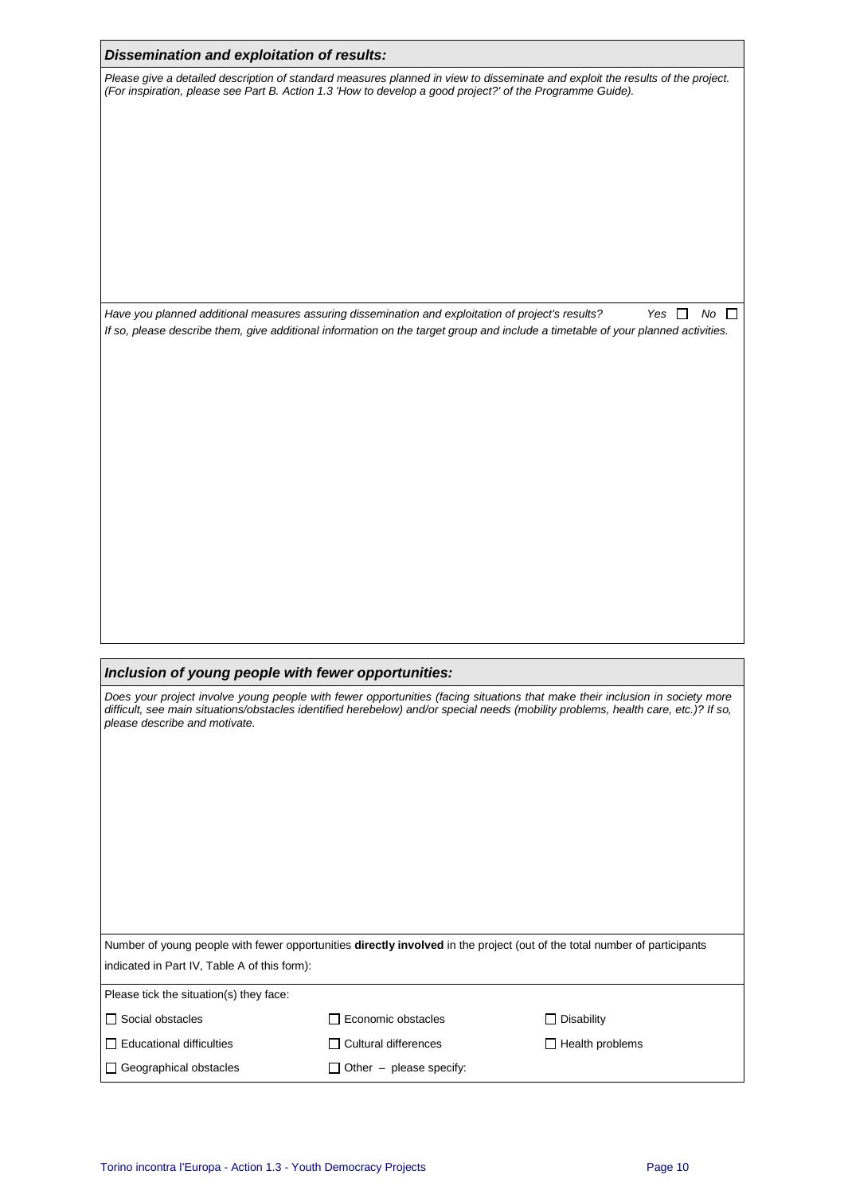### *Dissemination and exploitation of results:*

*Please give a detailed description of standard measures planned in view to disseminate and exploit the results of the project. (For inspiration, please see Part B. Action 1.3 'How to develop a good project?' of the Programme Guide).*

*Have you planned additional measures assuring dissemination and exploitation of project's results?* *Yes* ☐ *No* ☐

*If so, please describe them, give additional information on the target group and include a timetable of your planned activities.*

### *Inclusion of young people with fewer opportunities:*

*Does your project involve young people with fewer opportunities (facing situations that make their inclusion in society more difficult, see main situations/obstacles identified herebelow) and/or special needs (mobility problems, health care, etc.)? If so, please describe and motivate.*

Number of young people with fewer opportunities **directly involved** in the project (out of the total number of participants indicated in Part IV, Table A of this form):

Please tick the situation(s) they face:

| | | |
|---|---|---|
| ☐ Social obstacles | ☐ Economic obstacles | ☐ Disability |
| ☐ Educational difficulties | ☐ Cultural differences | ☐ Health problems |
| ☐ Geographical obstacles | ☐ Other – please specify: | |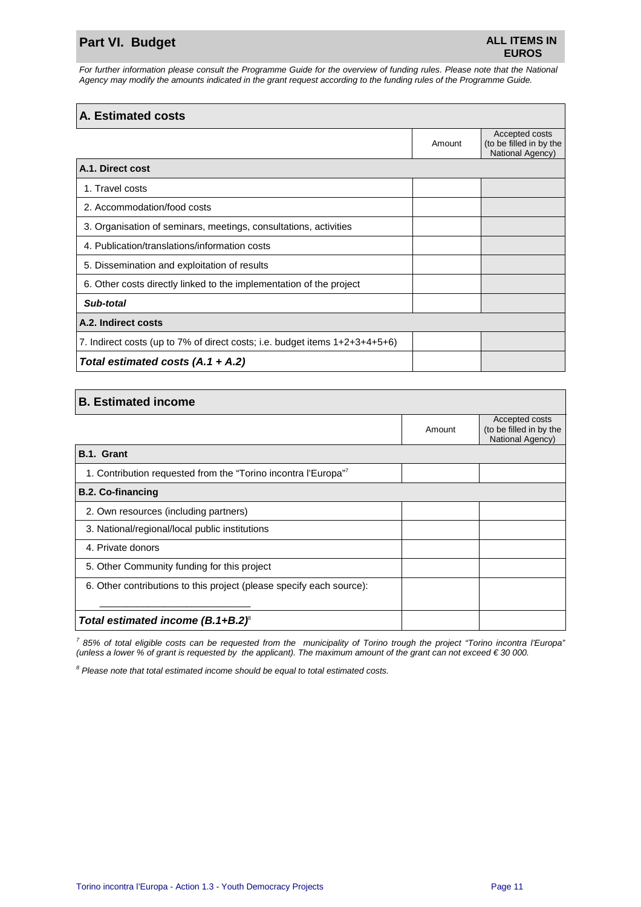## Part VI. Budget

**ALL ITEMS IN EUROS**

*For further information please consult the Programme Guide for the overview of funding rules. Please note that the National Agency may modify the amounts indicated in the grant request according to the funding rules of the Programme Guide.*

### A. Estimated costs

| | Amount | Accepted costs (to be filled in by the National Agency) |
|---|---|---|
| **A.1. Direct cost** | | |
| 1. Travel costs | | |
| 2. Accommodation/food costs | | |
| 3. Organisation of seminars, meetings, consultations, activities | | |
| 4. Publication/translations/information costs | | |
| 5. Dissemination and exploitation of results | | |
| 6. Other costs directly linked to the implementation of the project | | |
| ***Sub-total*** | | |
| **A.2. Indirect costs** | | |
| 7. Indirect costs (up to 7% of direct costs; i.e. budget items 1+2+3+4+5+6) | | |
| ***Total estimated costs (A.1 + A.2)*** | | |

### B. Estimated income

| | Amount | Accepted costs (to be filled in by the National Agency) |
|---|---|---|
| **B.1. Grant** | | |
| 1. Contribution requested from the "Torino incontra l'Europa"[7] | | |
| **B.2. Co-financing** | | |
| 2. Own resources (including partners) | | |
| 3. National/regional/local public institutions | | |
| 4. Private donors | | |
| 5. Other Community funding for this project | | |
| 6. Other contributions to this project (please specify each source): ___________________________ | | |
| ***Total estimated income (B.1+B.2)***[8] | | |

[7] *85% of total eligible costs can be requested from the municipality of Torino trough the project "Torino incontra l'Europa" (unless a lower % of grant is requested by the applicant). The maximum amount of the grant can not exceed € 30 000.*

[8] *Please note that total estimated income should be equal to total estimated costs.*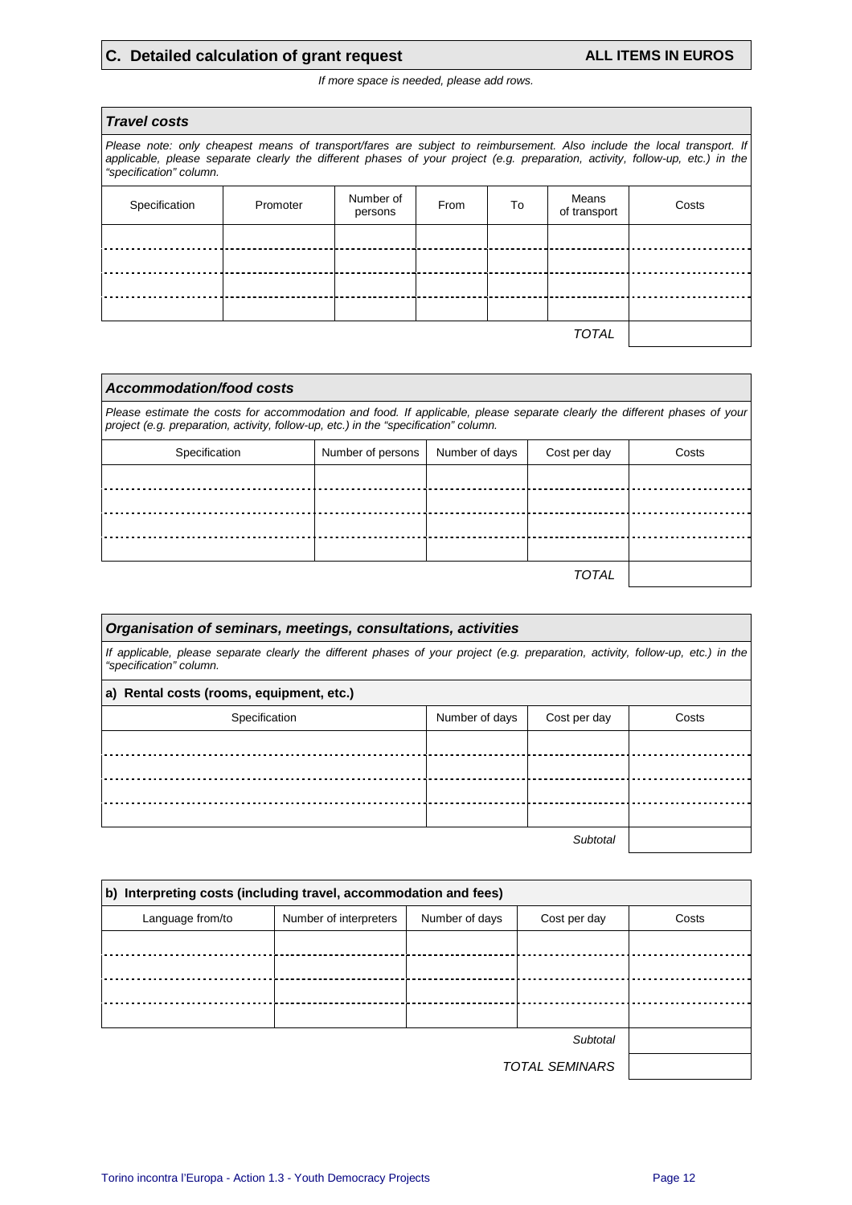## C. Detailed calculation of grant request

**ALL ITEMS IN EUROS**

*If more space is needed, please add rows.*

### *Travel costs*

*Please note: only cheapest means of transport/fares are subject to reimbursement. Also include the local transport. If applicable, please separate clearly the different phases of your project (e.g. preparation, activity, follow-up, etc.) in the "specification" column.*

| Specification | Promoter | Number of persons | From | To | Means of transport | Costs |
|---|---|---|---|---|---|---|
| | | | | | | |
| | | | | | | |
| | | | | | | |
| | | | | | | |
| | | | | | *TOTAL* | |

### *Accommodation/food costs*

*Please estimate the costs for accommodation and food. If applicable, please separate clearly the different phases of your project (e.g. preparation, activity, follow-up, etc.) in the "specification" column.*

| Specification | Number of persons | Number of days | Cost per day | Costs |
|---|---|---|---|---|
| | | | | |
| | | | | |
| | | | | |
| | | | | |
| | | | *TOTAL* | |

### *Organisation of seminars, meetings, consultations, activities*

*If applicable, please separate clearly the different phases of your project (e.g. preparation, activity, follow-up, etc.) in the "specification" column.*

**a) Rental costs (rooms, equipment, etc.)**

| Specification | Number of days | Cost per day | Costs |
|---|---|---|---|
| | | | |
| | | | |
| | | | |
| | | | |
| | | *Subtotal* | |

**b) Interpreting costs (including travel, accommodation and fees)**

| Language from/to | Number of interpreters | Number of days | Cost per day | Costs |
|---|---|---|---|---|
| | | | | |
| | | | | |
| | | | | |
| | | | | |
| | | | *Subtotal* | |
| | | | *TOTAL SEMINARS* | |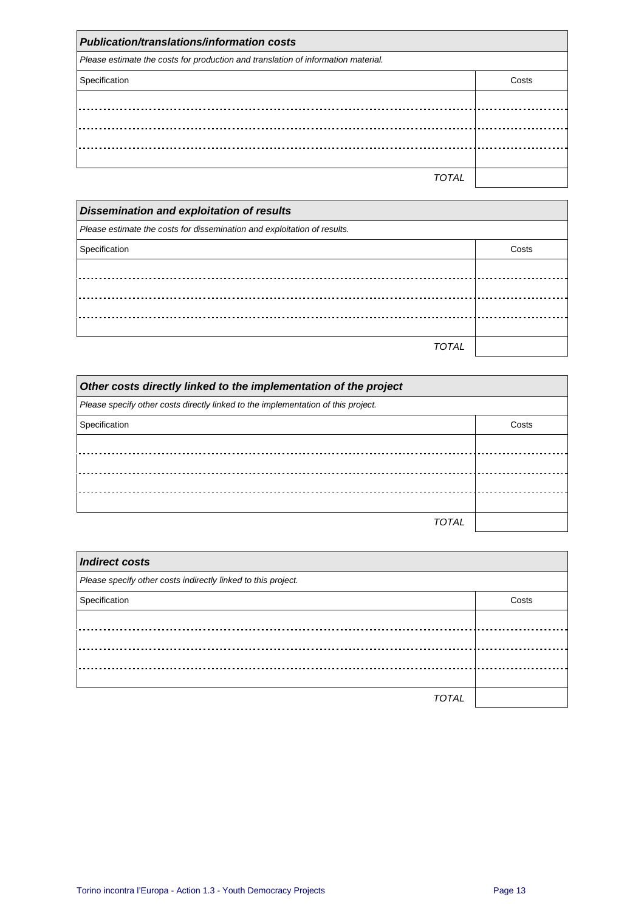| ***Publication/translations/information costs*** | |
|---|---|
| *Please estimate the costs for production and translation of information material.* | |
| Specification | Costs |
| | |
| | |
| | |
| | |
| *TOTAL* | |

| ***Dissemination and exploitation of results*** | |
|---|---|
| *Please estimate the costs for dissemination and exploitation of results.* | |
| Specification | Costs |
| | |
| | |
| | |
| | |
| *TOTAL* | |

| ***Other costs directly linked to the implementation of the project*** | |
|---|---|
| *Please specify other costs directly linked to the implementation of this project.* | |
| Specification | Costs |
| | |
| | |
| | |
| | |
| *TOTAL* | |

| ***Indirect costs*** | |
|---|---|
| *Please specify other costs indirectly linked to this project.* | |
| Specification | Costs |
| | |
| | |
| | |
| | |
| *TOTAL* | |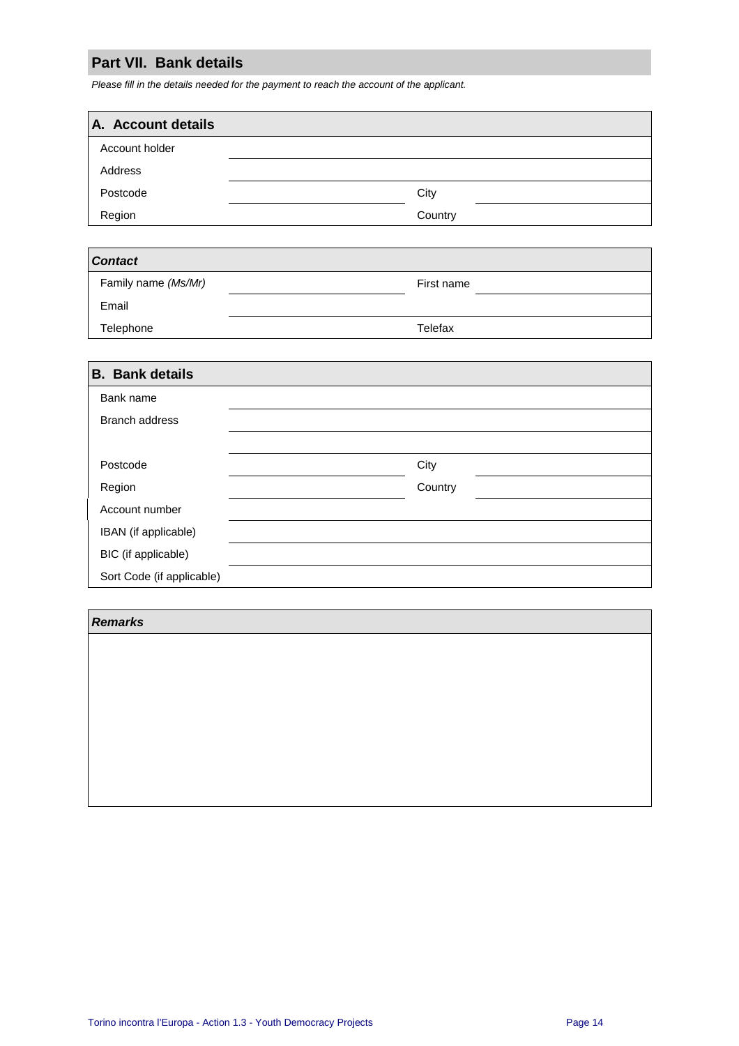## Part VII. Bank details

*Please fill in the details needed for the payment to reach the account of the applicant.*

### A. Account details

| | | | |
|---|---|---|---|
| Account holder | | | |
| Address | | | |
| Postcode | | City | |
| Region | | Country | |

***Contact***

| | | | |
|---|---|---|---|
| Family name *(Ms/Mr)* | | First name | |
| Email | | | |
| Telephone | | Telefax | |

### B. Bank details

| | | | |
|---|---|---|---|
| Bank name | | | |
| Branch address | | | |
| | | | |
| Postcode | | City | |
| Region | | Country | |
| Account number | | | |
| IBAN (if applicable) | | | |
| BIC (if applicable) | | | |
| Sort Code (if applicable) | | | |

***Remarks***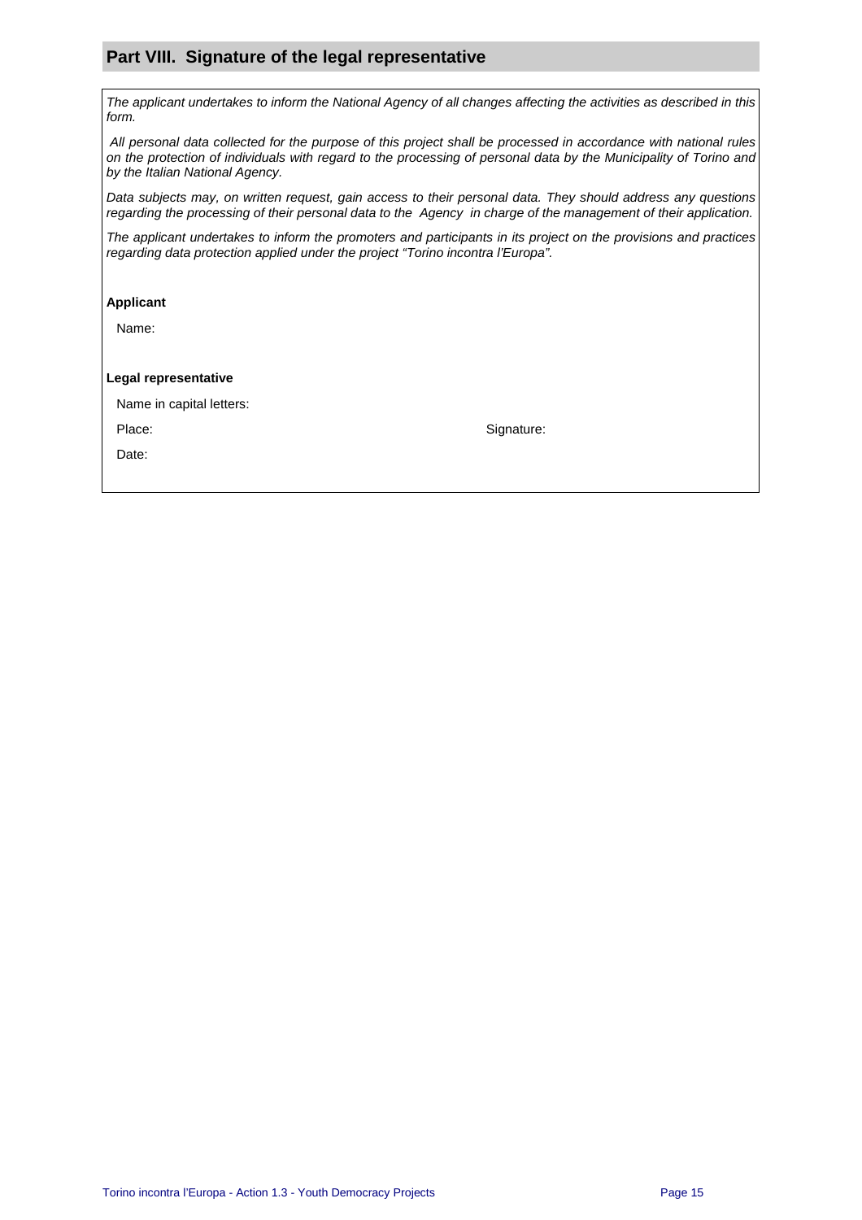## Part VIII. Signature of the legal representative

*The applicant undertakes to inform the National Agency of all changes affecting the activities as described in this form.*

*All personal data collected for the purpose of this project shall be processed in accordance with national rules on the protection of individuals with regard to the processing of personal data by the Municipality of Torino and by the Italian National Agency.*

*Data subjects may, on written request, gain access to their personal data. They should address any questions regarding the processing of their personal data to the Agency in charge of the management of their application.*

*The applicant undertakes to inform the promoters and participants in its project on the provisions and practices regarding data protection applied under the project "Torino incontra l'Europa".*

**Applicant**

Name:

**Legal representative**

Name in capital letters:

Place:

Signature:

Date: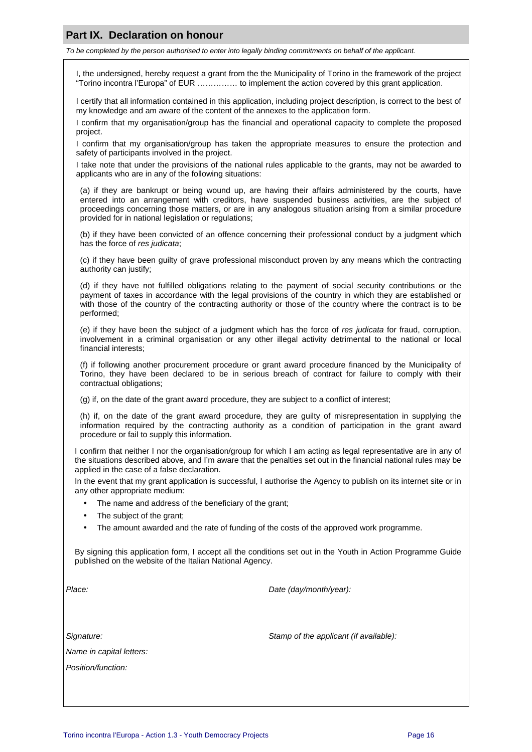## Part IX. Declaration on honour

*To be completed by the person authorised to enter into legally binding commitments on behalf of the applicant.*

I, the undersigned, hereby request a grant from the the Municipality of Torino in the framework of the project "Torino incontra l'Europa" of EUR …………… to implement the action covered by this grant application.

I certify that all information contained in this application, including project description, is correct to the best of my knowledge and am aware of the content of the annexes to the application form.

I confirm that my organisation/group has the financial and operational capacity to complete the proposed project.

I confirm that my organisation/group has taken the appropriate measures to ensure the protection and safety of participants involved in the project.

I take note that under the provisions of the national rules applicable to the grants, may not be awarded to applicants who are in any of the following situations:

(a) if they are bankrupt or being wound up, are having their affairs administered by the courts, have entered into an arrangement with creditors, have suspended business activities, are the subject of proceedings concerning those matters, or are in any analogous situation arising from a similar procedure provided for in national legislation or regulations;

(b) if they have been convicted of an offence concerning their professional conduct by a judgment which has the force of *res judicata*;

(c) if they have been guilty of grave professional misconduct proven by any means which the contracting authority can justify;

(d) if they have not fulfilled obligations relating to the payment of social security contributions or the payment of taxes in accordance with the legal provisions of the country in which they are established or with those of the country of the contracting authority or those of the country where the contract is to be performed;

(e) if they have been the subject of a judgment which has the force of *res judicata* for fraud, corruption, involvement in a criminal organisation or any other illegal activity detrimental to the national or local financial interests;

(f) if following another procurement procedure or grant award procedure financed by the Municipality of Torino, they have been declared to be in serious breach of contract for failure to comply with their contractual obligations;

(g) if, on the date of the grant award procedure, they are subject to a conflict of interest;

(h) if, on the date of the grant award procedure, they are guilty of misrepresentation in supplying the information required by the contracting authority as a condition of participation in the grant award procedure or fail to supply this information.

I confirm that neither I nor the organisation/group for which I am acting as legal representative are in any of the situations described above, and I'm aware that the penalties set out in the financial national rules may be applied in the case of a false declaration.

In the event that my grant application is successful, I authorise the Agency to publish on its internet site or in any other appropriate medium:

- The name and address of the beneficiary of the grant;
- The subject of the grant;
- The amount awarded and the rate of funding of the costs of the approved work programme.

By signing this application form, I accept all the conditions set out in the Youth in Action Programme Guide published on the website of the Italian National Agency.

*Place:* *Date (day/month/year):*

*Signature:* *Stamp of the applicant (if available):*

*Name in capital letters:*

*Position/function:*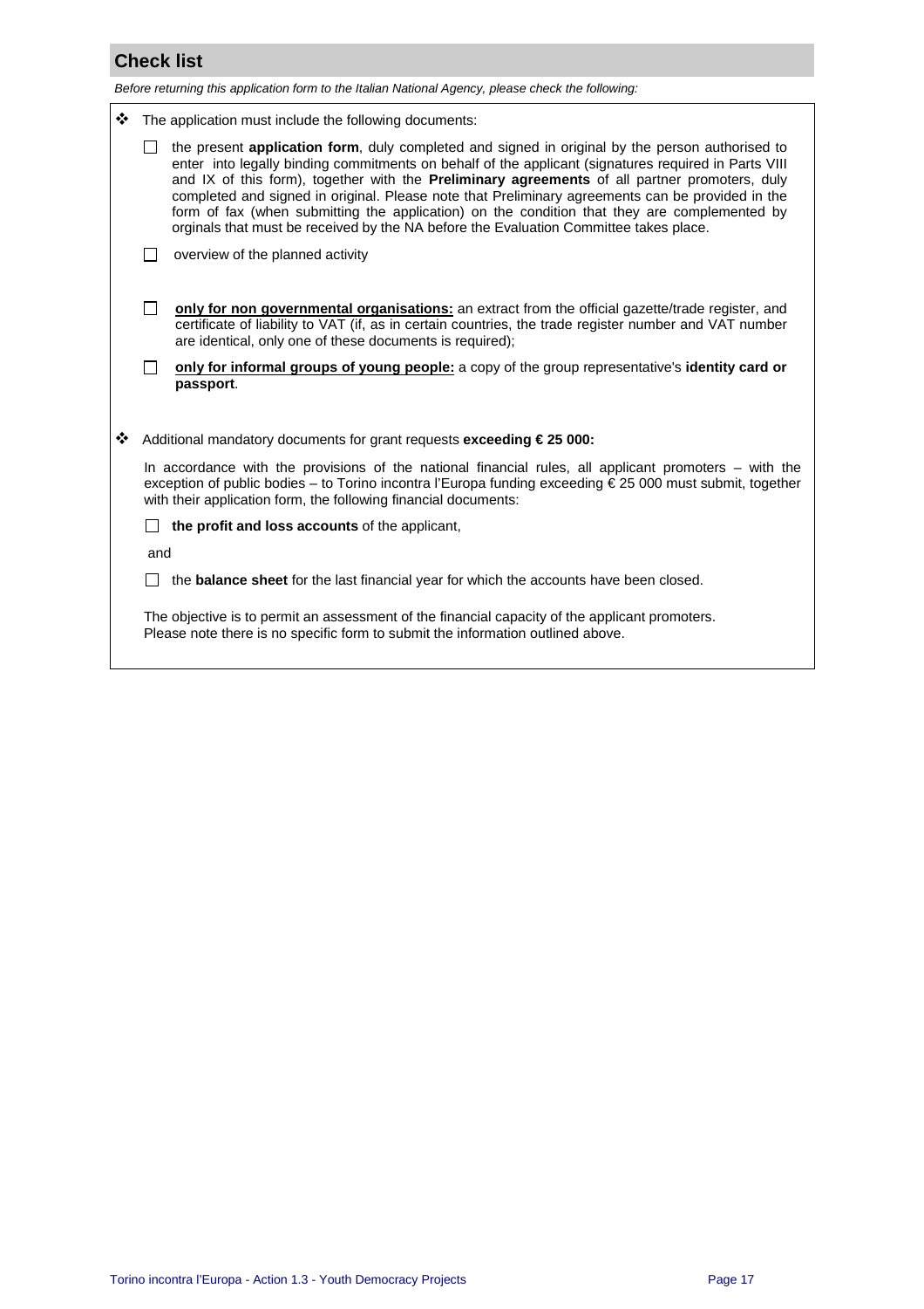## Check list

*Before returning this application form to the Italian National Agency, please check the following:*

❖ The application must include the following documents:

- ☐ the present **application form**, duly completed and signed in original by the person authorised to enter into legally binding commitments on behalf of the applicant (signatures required in Parts VIII and IX of this form), together with the **Preliminary agreements** of all partner promoters, duly completed and signed in original. Please note that Preliminary agreements can be provided in the form of fax (when submitting the application) on the condition that they are complemented by orginals that must be received by the NA before the Evaluation Committee takes place.
- ☐ overview of the planned activity
- ☐ **only for non governmental organisations:** an extract from the official gazette/trade register, and certificate of liability to VAT (if, as in certain countries, the trade register number and VAT number are identical, only one of these documents is required);
- ☐ **only for informal groups of young people:** a copy of the group representative's **identity card or passport**.

❖ Additional mandatory documents for grant requests **exceeding € 25 000:**

In accordance with the provisions of the national financial rules, all applicant promoters – with the exception of public bodies – to Torino incontra l'Europa funding exceeding € 25 000 must submit, together with their application form, the following financial documents:

- ☐ **the profit and loss accounts** of the applicant,

and

- ☐ the **balance sheet** for the last financial year for which the accounts have been closed.

The objective is to permit an assessment of the financial capacity of the applicant promoters.
Please note there is no specific form to submit the information outlined above.